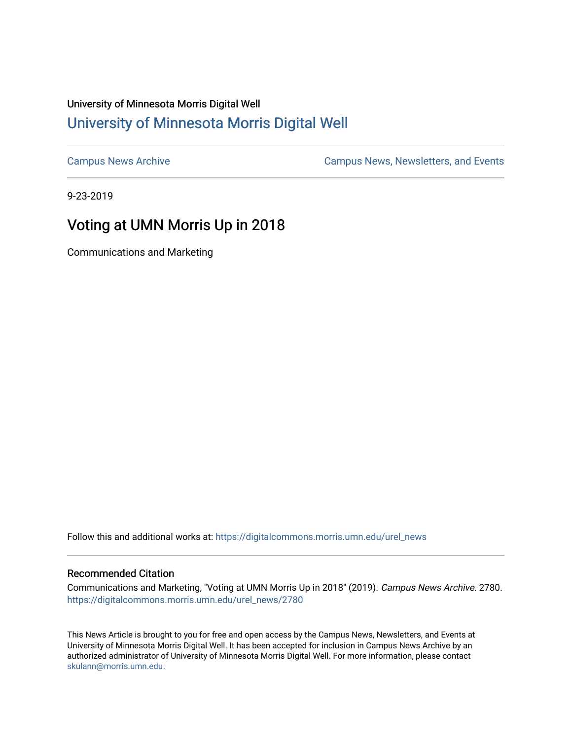University of Minnesota Morris Digital Well

# University of Minnesota Morris Digital Well

Campus News Archive

Campus News, Newsletters, and Events

9-23-2019

## Voting at UMN Morris Up in 2018

Communications and Marketing

Follow this and additional works at: https://digitalcommons.morris.umn.edu/urel_news

### Recommended Citation

Communications and Marketing, "Voting at UMN Morris Up in 2018" (2019). *Campus News Archive*. 2780. https://digitalcommons.morris.umn.edu/urel_news/2780

This News Article is brought to you for free and open access by the Campus News, Newsletters, and Events at University of Minnesota Morris Digital Well. It has been accepted for inclusion in Campus News Archive by an authorized administrator of University of Minnesota Morris Digital Well. For more information, please contact skulann@morris.umn.edu.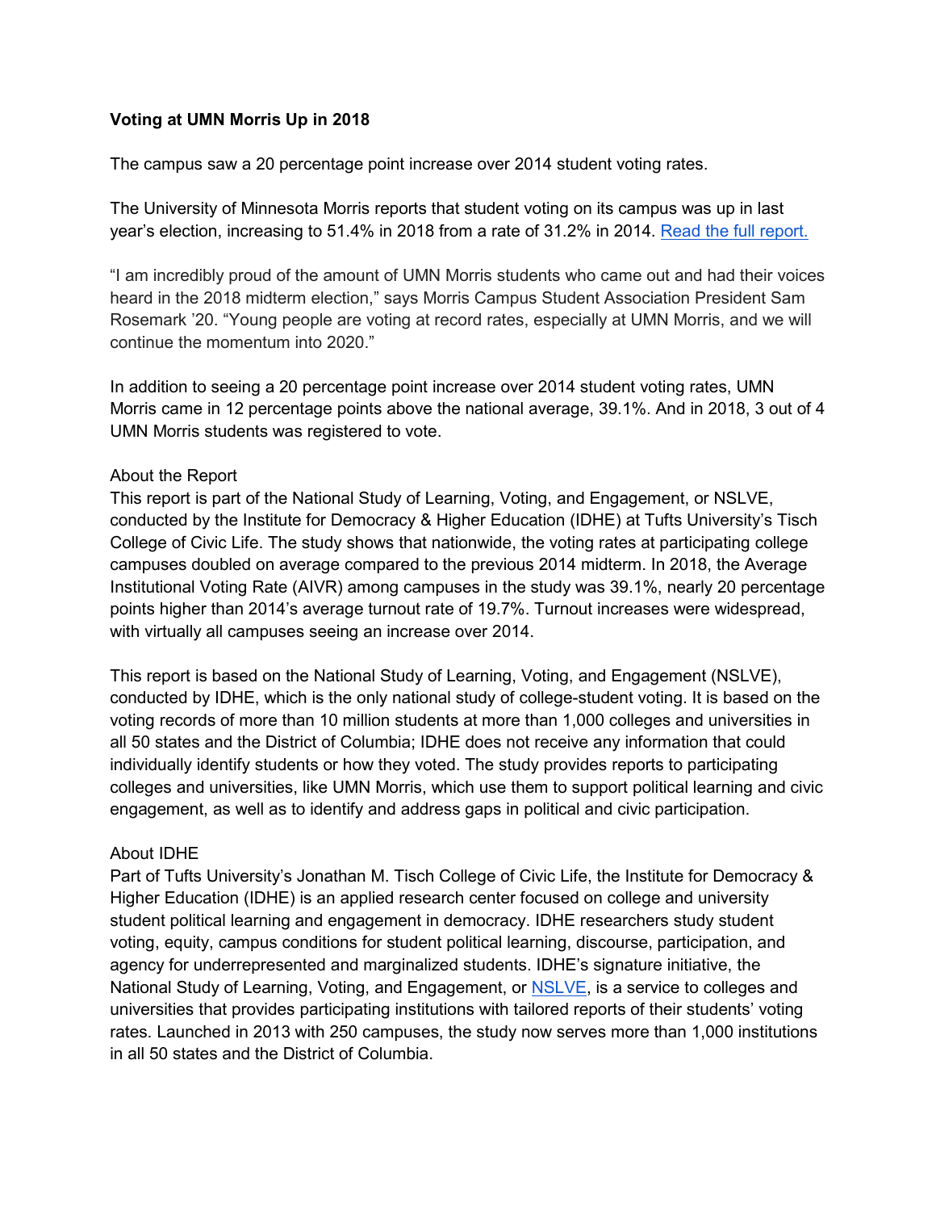**Voting at UMN Morris Up in 2018**

The campus saw a 20 percentage point increase over 2014 student voting rates.

The University of Minnesota Morris reports that student voting on its campus was up in last year's election, increasing to 51.4% in 2018 from a rate of 31.2% in 2014. [Read the full report.]

"I am incredibly proud of the amount of UMN Morris students who came out and had their voices heard in the 2018 midterm election," says Morris Campus Student Association President Sam Rosemark '20. "Young people are voting at record rates, especially at UMN Morris, and we will continue the momentum into 2020."

In addition to seeing a 20 percentage point increase over 2014 student voting rates, UMN Morris came in 12 percentage points above the national average, 39.1%. And in 2018, 3 out of 4 UMN Morris students was registered to vote.

About the Report

This report is part of the National Study of Learning, Voting, and Engagement, or NSLVE, conducted by the Institute for Democracy & Higher Education (IDHE) at Tufts University's Tisch College of Civic Life. The study shows that nationwide, the voting rates at participating college campuses doubled on average compared to the previous 2014 midterm. In 2018, the Average Institutional Voting Rate (AIVR) among campuses in the study was 39.1%, nearly 20 percentage points higher than 2014's average turnout rate of 19.7%. Turnout increases were widespread, with virtually all campuses seeing an increase over 2014.

This report is based on the National Study of Learning, Voting, and Engagement (NSLVE), conducted by IDHE, which is the only national study of college-student voting. It is based on the voting records of more than 10 million students at more than 1,000 colleges and universities in all 50 states and the District of Columbia; IDHE does not receive any information that could individually identify students or how they voted. The study provides reports to participating colleges and universities, like UMN Morris, which use them to support political learning and civic engagement, as well as to identify and address gaps in political and civic participation.

About IDHE

Part of Tufts University's Jonathan M. Tisch College of Civic Life, the Institute for Democracy & Higher Education (IDHE) is an applied research center focused on college and university student political learning and engagement in democracy. IDHE researchers study student voting, equity, campus conditions for student political learning, discourse, participation, and agency for underrepresented and marginalized students. IDHE's signature initiative, the National Study of Learning, Voting, and Engagement, or NSLVE, is a service to colleges and universities that provides participating institutions with tailored reports of their students' voting rates. Launched in 2013 with 250 campuses, the study now serves more than 1,000 institutions in all 50 states and the District of Columbia.